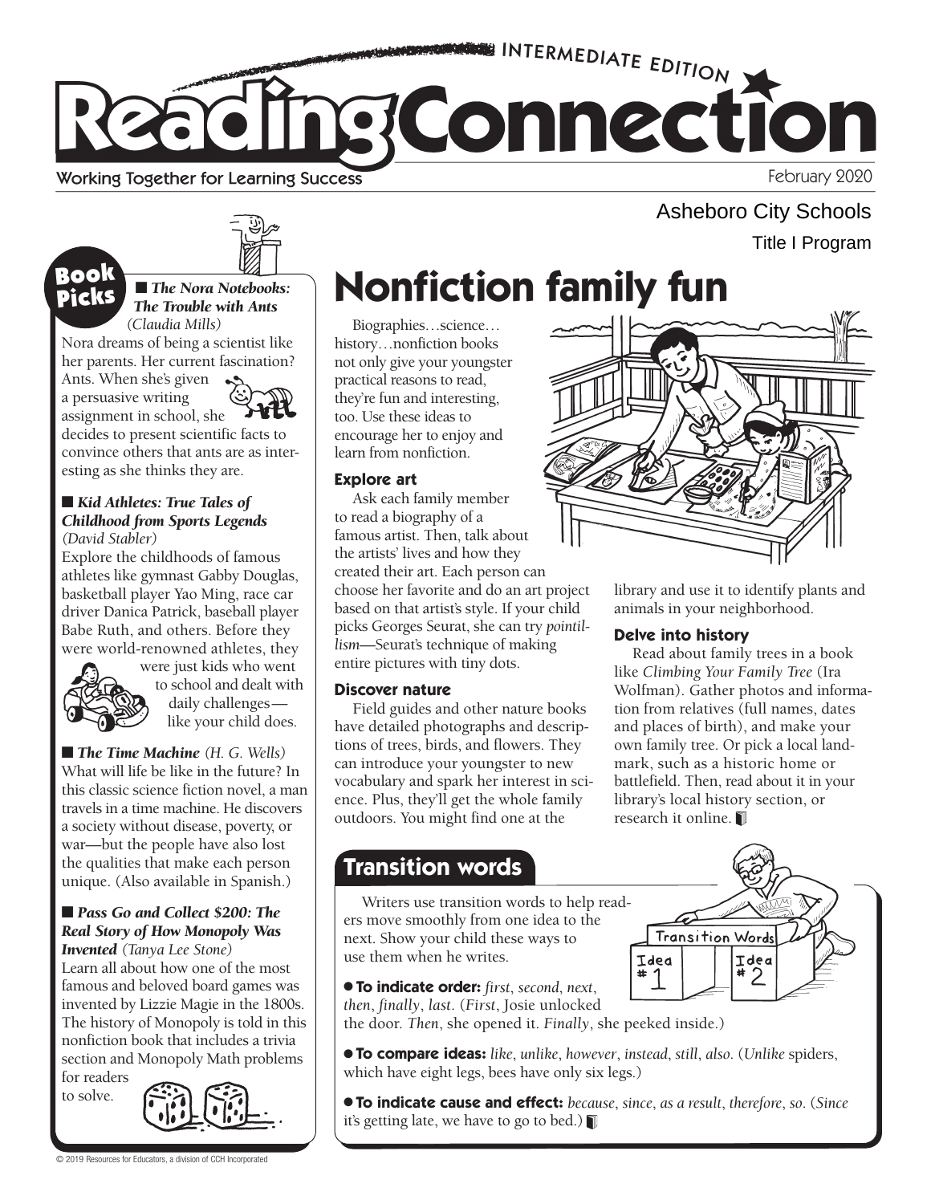# Reading Connection

INTERMEDIATE EDITION

Working Together for Learning Success

February 2020

Asheboro City Schools

Title I Program

## Book Picks

■ ***The Nora Notebooks: The Trouble with Ants*** *(Claudia Mills)*
Nora dreams of being a scientist like her parents. Her current fascination? Ants. When she's given a persuasive writing assignment in school, she decides to present scientific facts to convince others that ants are as interesting as she thinks they are.

■ ***Kid Athletes: True Tales of Childhood from Sports Legends*** *(David Stabler)*
Explore the childhoods of famous athletes like gymnast Gabby Douglas, basketball player Yao Ming, race car driver Danica Patrick, baseball player Babe Ruth, and others. Before they were world-renowned athletes, they were just kids who went to school and dealt with daily challenges—like your child does.

■ ***The Time Machine*** *(H. G. Wells)*
What will life be like in the future? In this classic science fiction novel, a man travels in a time machine. He discovers a society without disease, poverty, or war—but the people have also lost the qualities that make each person unique. (Also available in Spanish.)

■ ***Pass Go and Collect $200: The Real Story of How Monopoly Was Invented*** *(Tanya Lee Stone)*
Learn all about how one of the most famous and beloved board games was invented by Lizzie Magie in the 1800s. The history of Monopoly is told in this nonfiction book that includes a trivia section and Monopoly Math problems for readers to solve.

## Nonfiction family fun

Biographies…science…history…nonfiction books not only give your youngster practical reasons to read, they're fun and interesting, too. Use these ideas to encourage her to enjoy and learn from nonfiction.

### Explore art

Ask each family member to read a biography of a famous artist. Then, talk about the artists' lives and how they created their art. Each person can choose her favorite and do an art project based on that artist's style. If your child picks Georges Seurat, she can try *pointillism*—Seurat's technique of making entire pictures with tiny dots.

### Discover nature

Field guides and other nature books have detailed photographs and descriptions of trees, birds, and flowers. They can introduce your youngster to new vocabulary and spark her interest in science. Plus, they'll get the whole family outdoors. You might find one at the library and use it to identify plants and animals in your neighborhood.

### Delve into history

Read about family trees in a book like *Climbing Your Family Tree* (Ira Wolfman). Gather photos and information from relatives (full names, dates and places of birth), and make your own family tree. Or pick a local landmark, such as a historic home or battlefield. Then, read about it in your library's local history section, or research it online.

## Transition words

Writers use transition words to help readers move smoothly from one idea to the next. Show your child these ways to use them when he writes.

- **To indicate order:** *first*, *second*, *next*, *then*, *finally*, *last*. (*First*, Josie unlocked the door. *Then*, she opened it. *Finally*, she peeked inside.)
- **To compare ideas:** *like*, *unlike*, *however*, *instead*, *still*, *also*. (*Unlike* spiders, which have eight legs, bees have only six legs.)
- **To indicate cause and effect:** *because*, *since*, *as a result*, *therefore*, *so*. (*Since* it's getting late, we have to go to bed.)

© 2019 Resources for Educators, a division of CCH Incorporated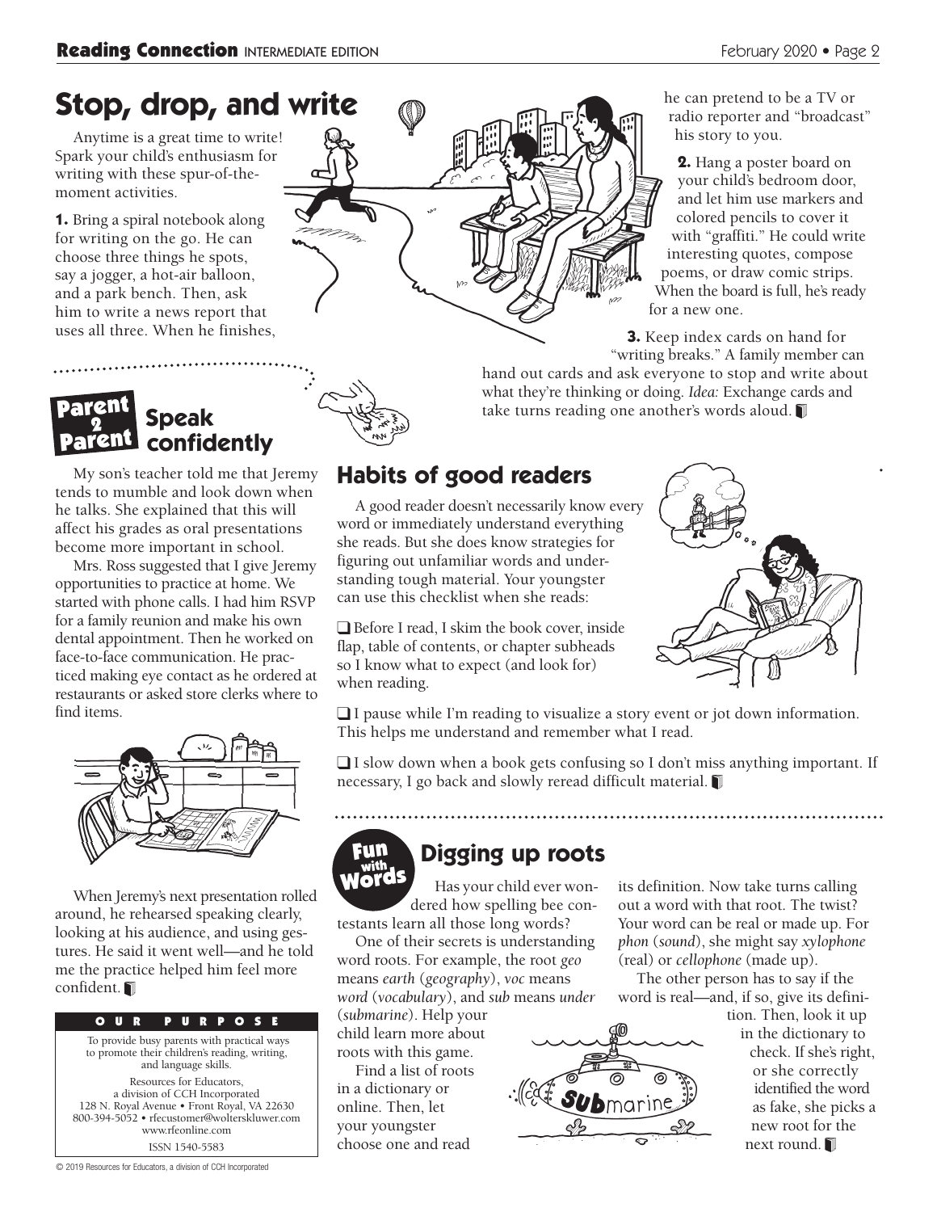# Stop, drop, and write

Anytime is a great time to write! Spark your child's enthusiasm for writing with these spur-of-the-moment activities.

**1.** Bring a spiral notebook along for writing on the go. He can choose three things he spots, say a jogger, a hot-air balloon, and a park bench. Then, ask him to write a news report that uses all three. When he finishes, he can pretend to be a TV or radio reporter and "broadcast" his story to you.

**2.** Hang a poster board on your child's bedroom door, and let him use markers and colored pencils to cover it with "graffiti." He could write interesting quotes, compose poems, or draw comic strips. When the board is full, he's ready for a new one.

**3.** Keep index cards on hand for "writing breaks." A family member can hand out cards and ask everyone to stop and write about what they're thinking or doing. *Idea:* Exchange cards and take turns reading one another's words aloud.

## Parent 2 Parent: Speak confidently

My son's teacher told me that Jeremy tends to mumble and look down when he talks. She explained that this will affect his grades as oral presentations become more important in school.

Mrs. Ross suggested that I give Jeremy opportunities to practice at home. We started with phone calls. I had him RSVP for a family reunion and make his own dental appointment. Then he worked on face-to-face communication. He practiced making eye contact as he ordered at restaurants or asked store clerks where to find items.

When Jeremy's next presentation rolled around, he rehearsed speaking clearly, looking at his audience, and using gestures. He said it went well—and he told me the practice helped him feel more confident.

## Habits of good readers

A good reader doesn't necessarily know every word or immediately understand everything she reads. But she does know strategies for figuring out unfamiliar words and understanding tough material. Your youngster can use this checklist when she reads:

- ❑ Before I read, I skim the book cover, inside flap, table of contents, or chapter subheads so I know what to expect (and look for) when reading.
- ❑ I pause while I'm reading to visualize a story event or jot down information. This helps me understand and remember what I read.
- ❑ I slow down when a book gets confusing so I don't miss anything important. If necessary, I go back and slowly reread difficult material.

## Fun with Words: Digging up roots

Has your child ever wondered how spelling bee contestants learn all those long words?

One of their secrets is understanding word roots. For example, the root *geo* means *earth* (*geography*), *voc* means *word* (*vocabulary*), and *sub* means *under* (*submarine*). Help your child learn more about roots with this game.

Find a list of roots in a dictionary or online. Then, let your youngster choose one and read its definition. Now take turns calling out a word with that root. The twist? Your word can be real or made up. For *phon* (*sound*), she might say *xylophone* (real) or *cellophone* (made up).

The other person has to say if the word is real—and, if so, give its definition. Then, look it up in the dictionary to check. If she's right, or she correctly identified the word as fake, she picks a new root for the next round.

### OUR PURPOSE

To provide busy parents with practical ways to promote their children's reading, writing, and language skills.

Resources for Educators, a division of CCH Incorporated
128 N. Royal Avenue • Front Royal, VA 22630
800-394-5052 • rfecustomer@wolterskluwer.com
www.rfeonline.com

ISSN 1540-5583

© 2019 Resources for Educators, a division of CCH Incorporated